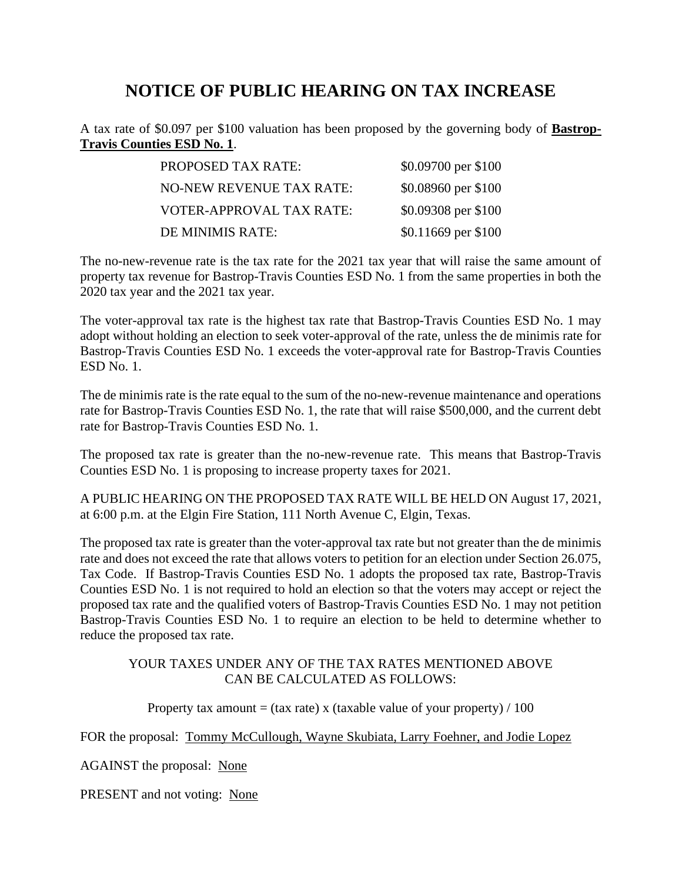# NOTICE OF PUBLIC HEARING ON TAX INCREASE

A tax rate of $0.097 per $100 valuation has been proposed by the governing body of **<u>Bastrop-Travis Counties ESD No. 1</u>**.

| | |
|---|---|
| PROPOSED TAX RATE: | $0.09700 per $100 |
| NO-NEW REVENUE TAX RATE: | $0.08960 per $100 |
| VOTER-APPROVAL TAX RATE: | $0.09308 per $100 |
| DE MINIMIS RATE: | $0.11669 per $100 |

The no-new-revenue rate is the tax rate for the 2021 tax year that will raise the same amount of property tax revenue for Bastrop-Travis Counties ESD No. 1 from the same properties in both the 2020 tax year and the 2021 tax year.

The voter-approval tax rate is the highest tax rate that Bastrop-Travis Counties ESD No. 1 may adopt without holding an election to seek voter-approval of the rate, unless the de minimis rate for Bastrop-Travis Counties ESD No. 1 exceeds the voter-approval rate for Bastrop-Travis Counties ESD No. 1.

The de minimis rate is the rate equal to the sum of the no-new-revenue maintenance and operations rate for Bastrop-Travis Counties ESD No. 1, the rate that will raise $500,000, and the current debt rate for Bastrop-Travis Counties ESD No. 1.

The proposed tax rate is greater than the no-new-revenue rate. This means that Bastrop-Travis Counties ESD No. 1 is proposing to increase property taxes for 2021.

A PUBLIC HEARING ON THE PROPOSED TAX RATE WILL BE HELD ON August 17, 2021, at 6:00 p.m. at the Elgin Fire Station, 111 North Avenue C, Elgin, Texas.

The proposed tax rate is greater than the voter-approval tax rate but not greater than the de minimis rate and does not exceed the rate that allows voters to petition for an election under Section 26.075, Tax Code. If Bastrop-Travis Counties ESD No. 1 adopts the proposed tax rate, Bastrop-Travis Counties ESD No. 1 is not required to hold an election so that the voters may accept or reject the proposed tax rate and the qualified voters of Bastrop-Travis Counties ESD No. 1 may not petition Bastrop-Travis Counties ESD No. 1 to require an election to be held to determine whether to reduce the proposed tax rate.

YOUR TAXES UNDER ANY OF THE TAX RATES MENTIONED ABOVE CAN BE CALCULATED AS FOLLOWS:

Property tax amount = (tax rate) x (taxable value of your property) / 100

FOR the proposal: <u>Tommy McCullough, Wayne Skubiata, Larry Foehner, and Jodie Lopez</u>

AGAINST the proposal: <u>None</u>

PRESENT and not voting: <u>None</u>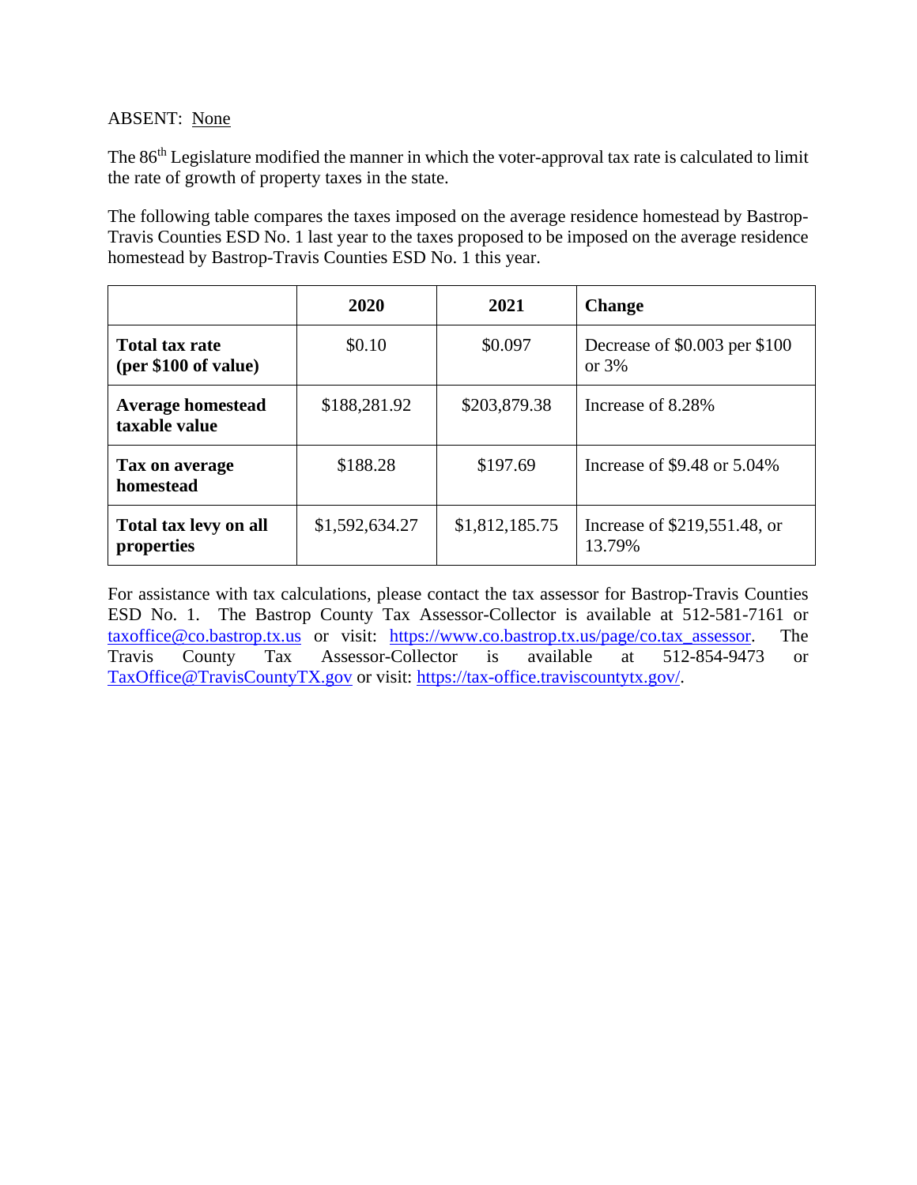ABSENT: None

The 86th Legislature modified the manner in which the voter-approval tax rate is calculated to limit the rate of growth of property taxes in the state.

The following table compares the taxes imposed on the average residence homestead by Bastrop-Travis Counties ESD No. 1 last year to the taxes proposed to be imposed on the average residence homestead by Bastrop-Travis Counties ESD No. 1 this year.

| | 2020 | 2021 | Change |
|---|---|---|---|
| **Total tax rate (per $100 of value)** | $0.10 | $0.097 | Decrease of $0.003 per $100 or 3% |
| **Average homestead taxable value** | $188,281.92 | $203,879.38 | Increase of 8.28% |
| **Tax on average homestead** | $188.28 | $197.69 | Increase of $9.48 or 5.04% |
| **Total tax levy on all properties** | $1,592,634.27 | $1,812,185.75 | Increase of $219,551.48, or 13.79% |

For assistance with tax calculations, please contact the tax assessor for Bastrop-Travis Counties ESD No. 1. The Bastrop County Tax Assessor-Collector is available at 512-581-7161 or taxoffice@co.bastrop.tx.us or visit: https://www.co.bastrop.tx.us/page/co.tax_assessor. The Travis County Tax Assessor-Collector is available at 512-854-9473 or TaxOffice@TravisCountyTX.gov or visit: https://tax-office.traviscountytx.gov/.